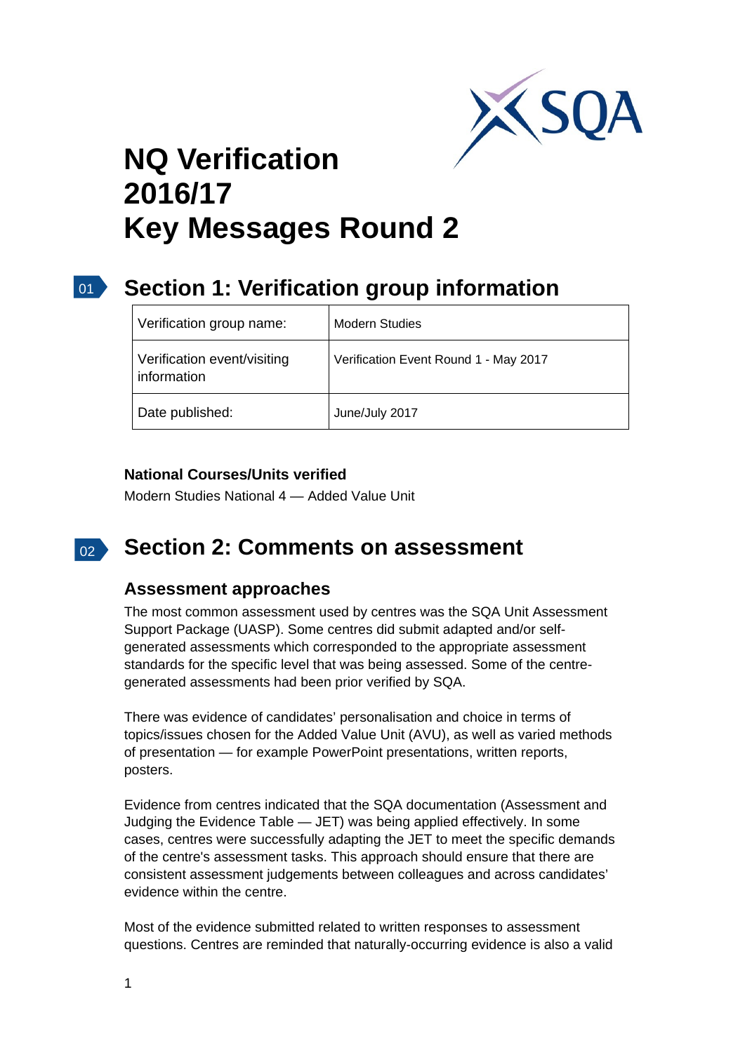# NQ Verification 2016/17 Key Messages Round 2

## Section 1: Verification group information

| Verification group name: | Modern Studies |
|---|---|
| Verification event/visiting information | Verification Event Round 1 - May 2017 |
| Date published: | June/July 2017 |

**National Courses/Units verified**

Modern Studies National 4 — Added Value Unit

## Section 2: Comments on assessment

### Assessment approaches

The most common assessment used by centres was the SQA Unit Assessment Support Package (UASP). Some centres did submit adapted and/or self-generated assessments which corresponded to the appropriate assessment standards for the specific level that was being assessed. Some of the centre-generated assessments had been prior verified by SQA.

There was evidence of candidates' personalisation and choice in terms of topics/issues chosen for the Added Value Unit (AVU), as well as varied methods of presentation — for example PowerPoint presentations, written reports, posters.

Evidence from centres indicated that the SQA documentation (Assessment and Judging the Evidence Table — JET) was being applied effectively. In some cases, centres were successfully adapting the JET to meet the specific demands of the centre's assessment tasks. This approach should ensure that there are consistent assessment judgements between colleagues and across candidates' evidence within the centre.

Most of the evidence submitted related to written responses to assessment questions. Centres are reminded that naturally-occurring evidence is also a valid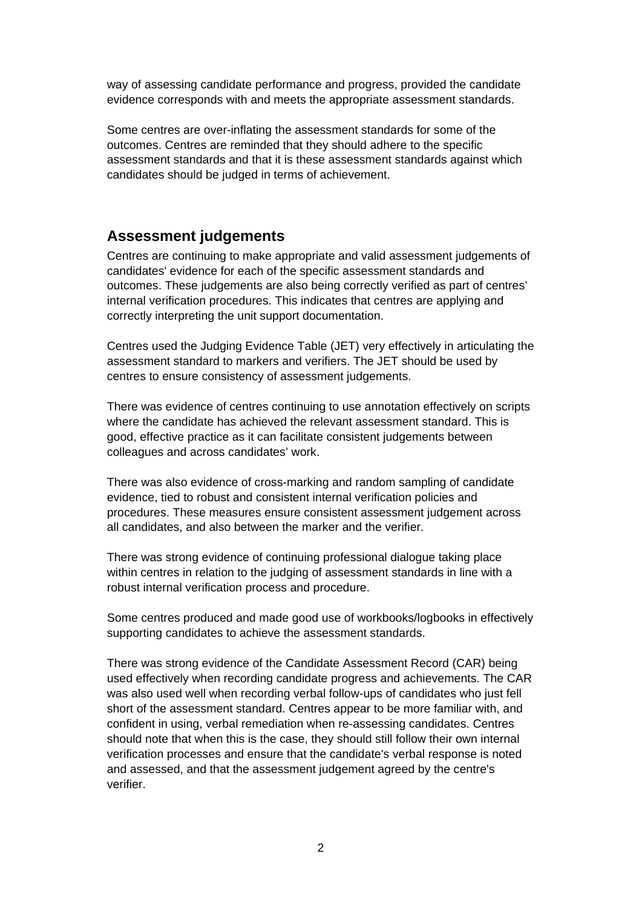way of assessing candidate performance and progress, provided the candidate evidence corresponds with and meets the appropriate assessment standards.

Some centres are over-inflating the assessment standards for some of the outcomes. Centres are reminded that they should adhere to the specific assessment standards and that it is these assessment standards against which candidates should be judged in terms of achievement.

## Assessment judgements

Centres are continuing to make appropriate and valid assessment judgements of candidates' evidence for each of the specific assessment standards and outcomes. These judgements are also being correctly verified as part of centres' internal verification procedures. This indicates that centres are applying and correctly interpreting the unit support documentation.

Centres used the Judging Evidence Table (JET) very effectively in articulating the assessment standard to markers and verifiers. The JET should be used by centres to ensure consistency of assessment judgements.

There was evidence of centres continuing to use annotation effectively on scripts where the candidate has achieved the relevant assessment standard. This is good, effective practice as it can facilitate consistent judgements between colleagues and across candidates' work.

There was also evidence of cross-marking and random sampling of candidate evidence, tied to robust and consistent internal verification policies and procedures. These measures ensure consistent assessment judgement across all candidates, and also between the marker and the verifier.

There was strong evidence of continuing professional dialogue taking place within centres in relation to the judging of assessment standards in line with a robust internal verification process and procedure.

Some centres produced and made good use of workbooks/logbooks in effectively supporting candidates to achieve the assessment standards.

There was strong evidence of the Candidate Assessment Record (CAR) being used effectively when recording candidate progress and achievements. The CAR was also used well when recording verbal follow-ups of candidates who just fell short of the assessment standard. Centres appear to be more familiar with, and confident in using, verbal remediation when re-assessing candidates. Centres should note that when this is the case, they should still follow their own internal verification processes and ensure that the candidate's verbal response is noted and assessed, and that the assessment judgement agreed by the centre's verifier.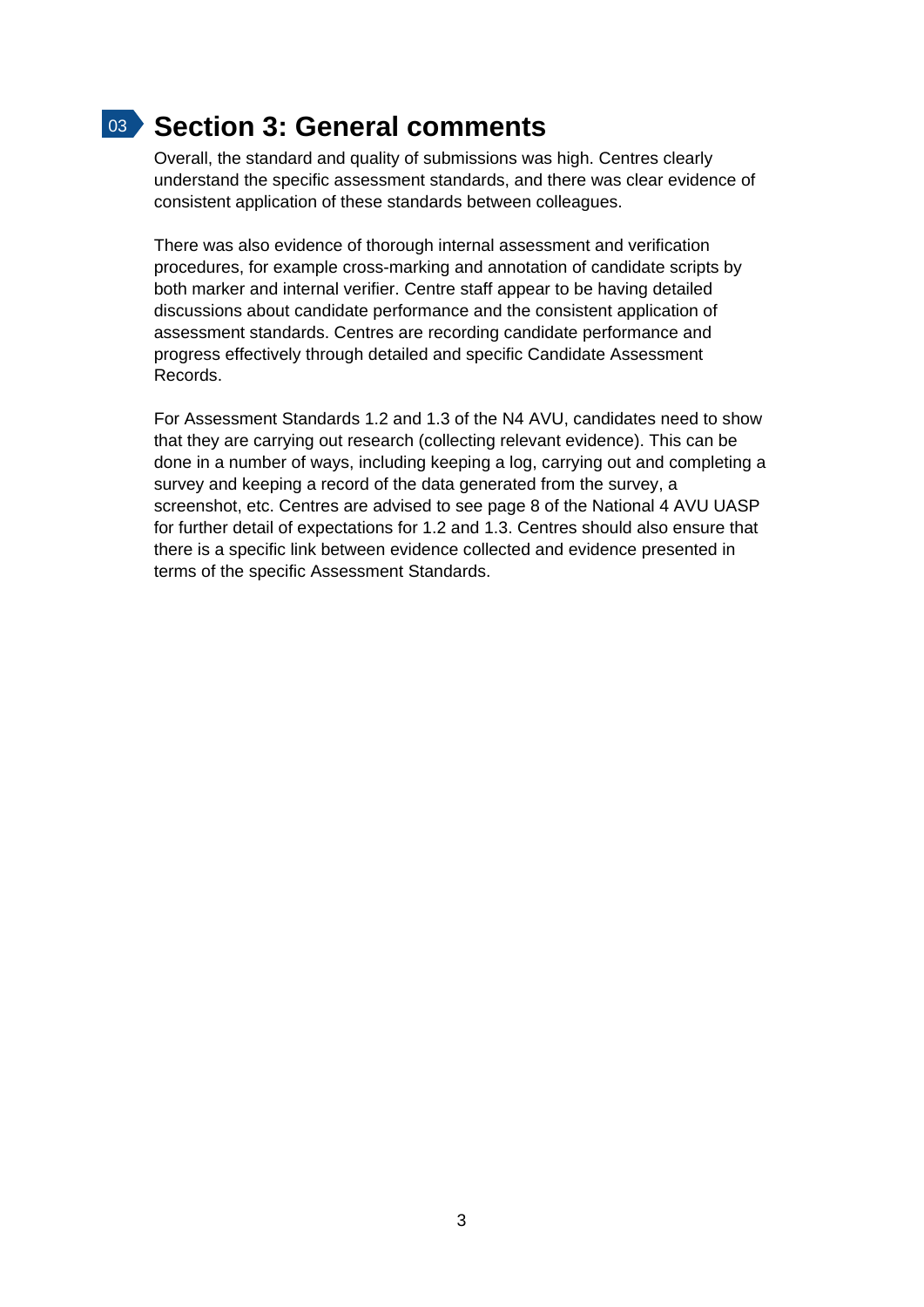# Section 3: General comments

Overall, the standard and quality of submissions was high. Centres clearly understand the specific assessment standards, and there was clear evidence of consistent application of these standards between colleagues.

There was also evidence of thorough internal assessment and verification procedures, for example cross-marking and annotation of candidate scripts by both marker and internal verifier. Centre staff appear to be having detailed discussions about candidate performance and the consistent application of assessment standards. Centres are recording candidate performance and progress effectively through detailed and specific Candidate Assessment Records.

For Assessment Standards 1.2 and 1.3 of the N4 AVU, candidates need to show that they are carrying out research (collecting relevant evidence). This can be done in a number of ways, including keeping a log, carrying out and completing a survey and keeping a record of the data generated from the survey, a screenshot, etc. Centres are advised to see page 8 of the National 4 AVU UASP for further detail of expectations for 1.2 and 1.3. Centres should also ensure that there is a specific link between evidence collected and evidence presented in terms of the specific Assessment Standards.